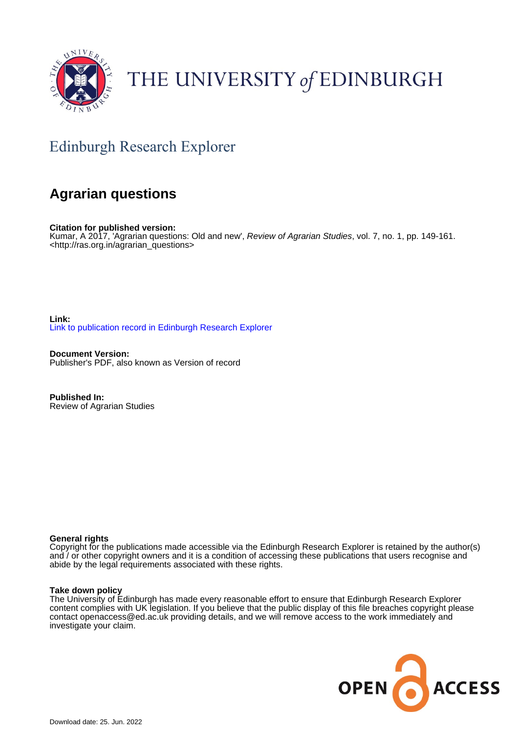THE UNIVERSITY of EDINBURGH

Edinburgh Research Explorer

# Agrarian questions

**Citation for published version:**
Kumar, A 2017, 'Agrarian questions: Old and new', *Review of Agrarian Studies*, vol. 7, no. 1, pp. 149-161. <http://ras.org.in/agrarian_questions>

**Link:**
Link to publication record in Edinburgh Research Explorer

**Document Version:**
Publisher's PDF, also known as Version of record

**Published In:**
Review of Agrarian Studies

**General rights**
Copyright for the publications made accessible via the Edinburgh Research Explorer is retained by the author(s) and / or other copyright owners and it is a condition of accessing these publications that users recognise and abide by the legal requirements associated with these rights.

**Take down policy**
The University of Edinburgh has made every reasonable effort to ensure that Edinburgh Research Explorer content complies with UK legislation. If you believe that the public display of this file breaches copyright please contact openaccess@ed.ac.uk providing details, and we will remove access to the work immediately and investigate your claim.

OPEN ACCESS

Download date: 25. Jun. 2022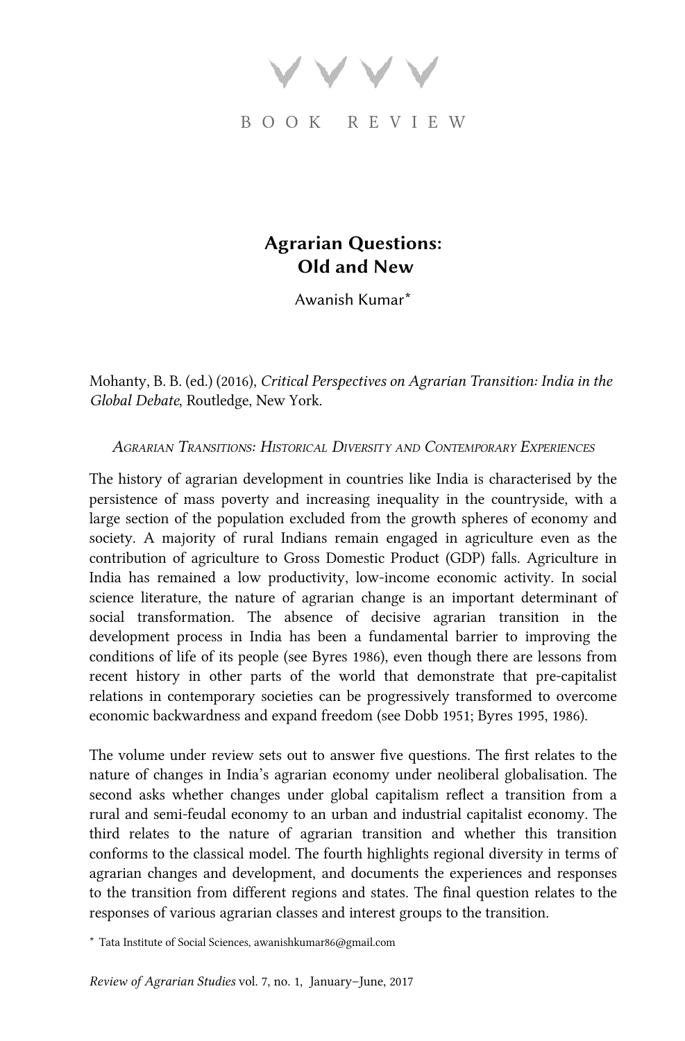BOOK REVIEW

# Agrarian Questions: Old and New

Awanish Kumar*

Mohanty, B. B. (ed.) (2016), *Critical Perspectives on Agrarian Transition: India in the Global Debate*, Routledge, New York.

### *Agrarian Transitions: Historical Diversity and Contemporary Experiences*

The history of agrarian development in countries like India is characterised by the persistence of mass poverty and increasing inequality in the countryside, with a large section of the population excluded from the growth spheres of economy and society. A majority of rural Indians remain engaged in agriculture even as the contribution of agriculture to Gross Domestic Product (GDP) falls. Agriculture in India has remained a low productivity, low-income economic activity. In social science literature, the nature of agrarian change is an important determinant of social transformation. The absence of decisive agrarian transition in the development process in India has been a fundamental barrier to improving the conditions of life of its people (see Byres 1986), even though there are lessons from recent history in other parts of the world that demonstrate that pre-capitalist relations in contemporary societies can be progressively transformed to overcome economic backwardness and expand freedom (see Dobb 1951; Byres 1995, 1986).

The volume under review sets out to answer five questions. The first relates to the nature of changes in India's agrarian economy under neoliberal globalisation. The second asks whether changes under global capitalism reflect a transition from a rural and semi-feudal economy to an urban and industrial capitalist economy. The third relates to the nature of agrarian transition and whether this transition conforms to the classical model. The fourth highlights regional diversity in terms of agrarian changes and development, and documents the experiences and responses to the transition from different regions and states. The final question relates to the responses of various agrarian classes and interest groups to the transition.

\* Tata Institute of Social Sciences, awanishkumar86@gmail.com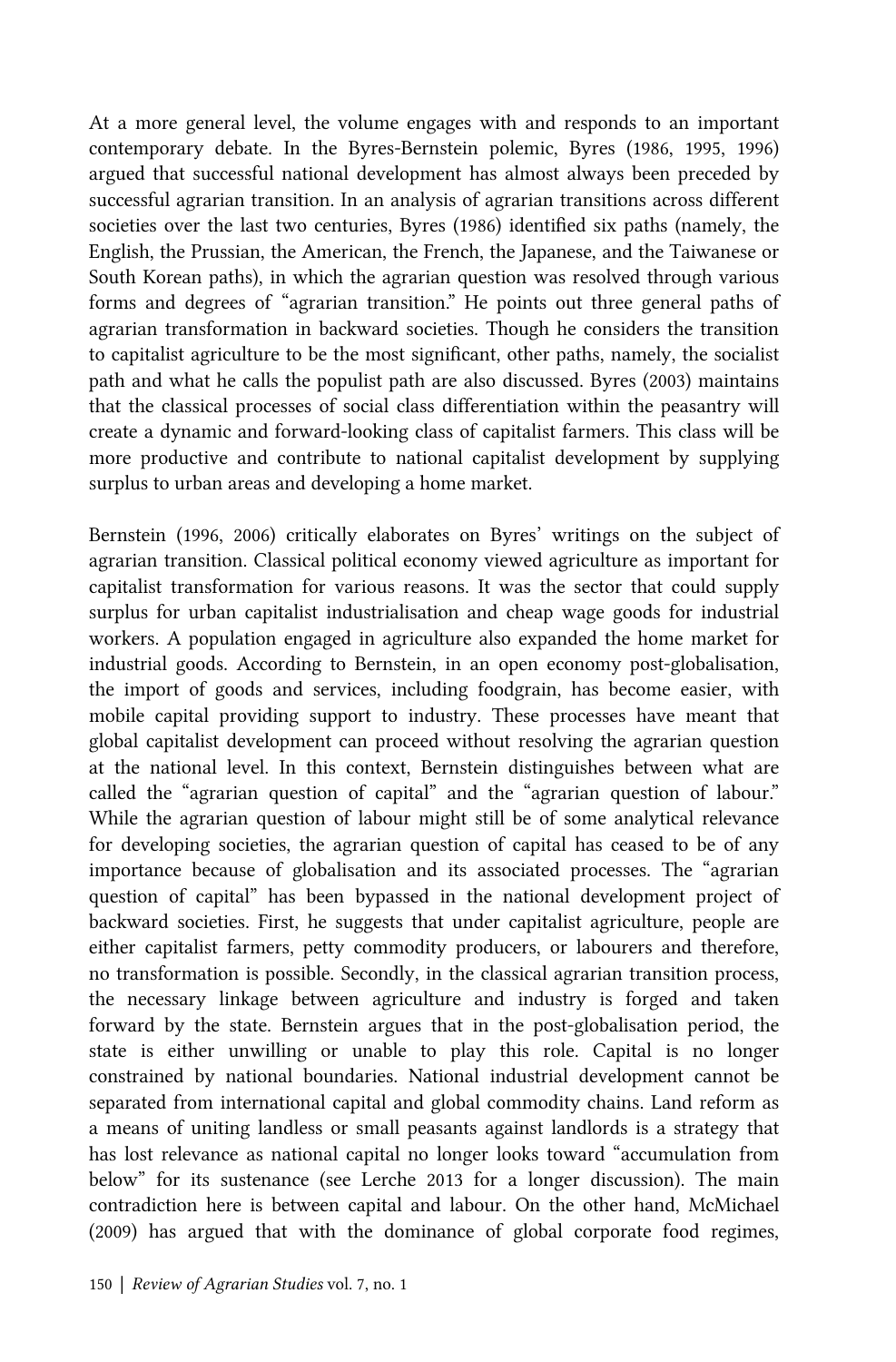At a more general level, the volume engages with and responds to an important contemporary debate. In the Byres-Bernstein polemic, Byres (1986, 1995, 1996) argued that successful national development has almost always been preceded by successful agrarian transition. In an analysis of agrarian transitions across different societies over the last two centuries, Byres (1986) identified six paths (namely, the English, the Prussian, the American, the French, the Japanese, and the Taiwanese or South Korean paths), in which the agrarian question was resolved through various forms and degrees of "agrarian transition." He points out three general paths of agrarian transformation in backward societies. Though he considers the transition to capitalist agriculture to be the most significant, other paths, namely, the socialist path and what he calls the populist path are also discussed. Byres (2003) maintains that the classical processes of social class differentiation within the peasantry will create a dynamic and forward-looking class of capitalist farmers. This class will be more productive and contribute to national capitalist development by supplying surplus to urban areas and developing a home market.

Bernstein (1996, 2006) critically elaborates on Byres' writings on the subject of agrarian transition. Classical political economy viewed agriculture as important for capitalist transformation for various reasons. It was the sector that could supply surplus for urban capitalist industrialisation and cheap wage goods for industrial workers. A population engaged in agriculture also expanded the home market for industrial goods. According to Bernstein, in an open economy post-globalisation, the import of goods and services, including foodgrain, has become easier, with mobile capital providing support to industry. These processes have meant that global capitalist development can proceed without resolving the agrarian question at the national level. In this context, Bernstein distinguishes between what are called the "agrarian question of capital" and the "agrarian question of labour." While the agrarian question of labour might still be of some analytical relevance for developing societies, the agrarian question of capital has ceased to be of any importance because of globalisation and its associated processes. The "agrarian question of capital" has been bypassed in the national development project of backward societies. First, he suggests that under capitalist agriculture, people are either capitalist farmers, petty commodity producers, or labourers and therefore, no transformation is possible. Secondly, in the classical agrarian transition process, the necessary linkage between agriculture and industry is forged and taken forward by the state. Bernstein argues that in the post-globalisation period, the state is either unwilling or unable to play this role. Capital is no longer constrained by national boundaries. National industrial development cannot be separated from international capital and global commodity chains. Land reform as a means of uniting landless or small peasants against landlords is a strategy that has lost relevance as national capital no longer looks toward "accumulation from below" for its sustenance (see Lerche 2013 for a longer discussion). The main contradiction here is between capital and labour. On the other hand, McMichael (2009) has argued that with the dominance of global corporate food regimes,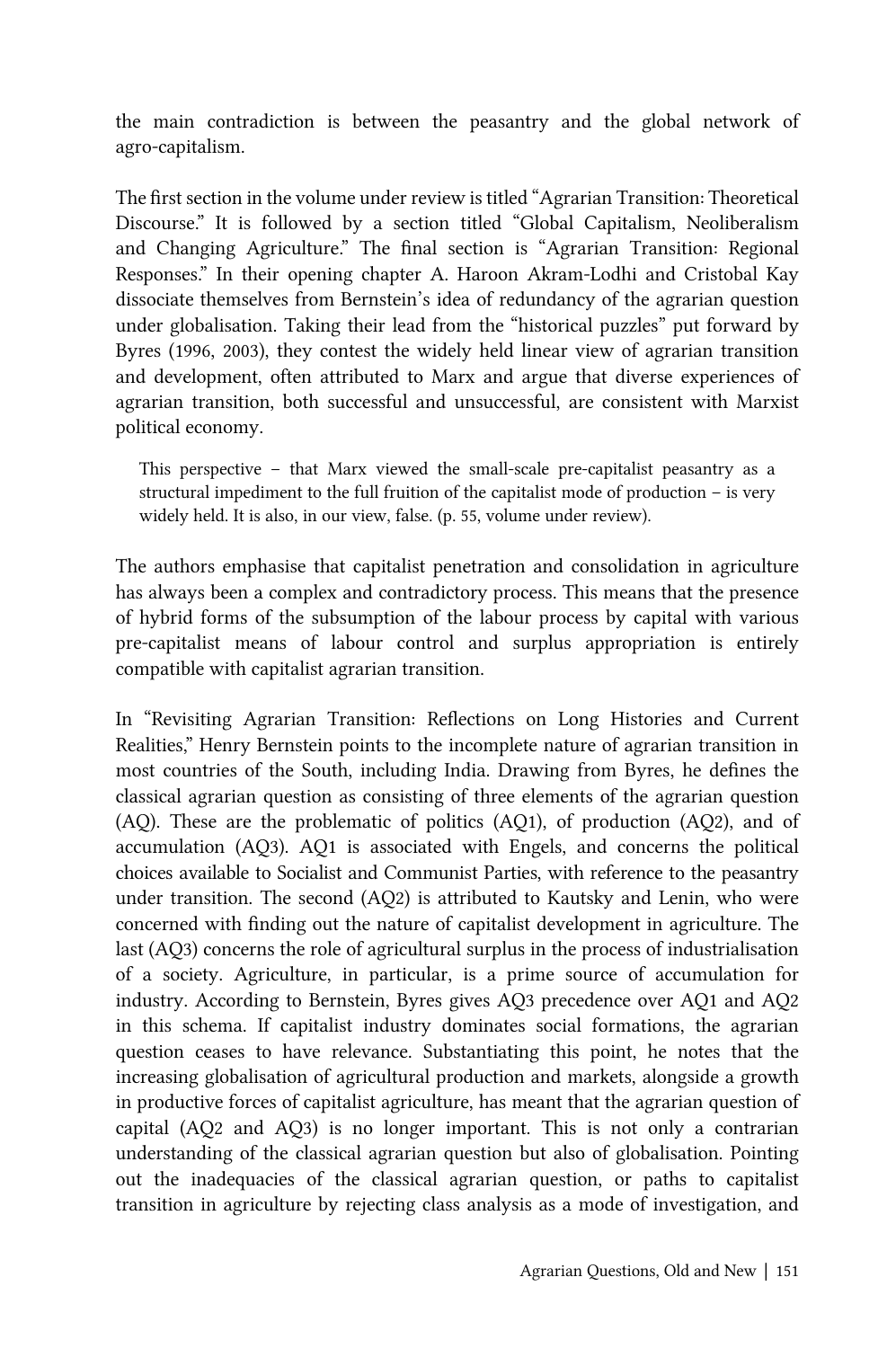the main contradiction is between the peasantry and the global network of agro-capitalism.

The first section in the volume under review is titled "Agrarian Transition: Theoretical Discourse." It is followed by a section titled "Global Capitalism, Neoliberalism and Changing Agriculture." The final section is "Agrarian Transition: Regional Responses." In their opening chapter A. Haroon Akram-Lodhi and Cristobal Kay dissociate themselves from Bernstein's idea of redundancy of the agrarian question under globalisation. Taking their lead from the "historical puzzles" put forward by Byres (1996, 2003), they contest the widely held linear view of agrarian transition and development, often attributed to Marx and argue that diverse experiences of agrarian transition, both successful and unsuccessful, are consistent with Marxist political economy.

> This perspective – that Marx viewed the small-scale pre-capitalist peasantry as a structural impediment to the full fruition of the capitalist mode of production – is very widely held. It is also, in our view, false. (p. 55, volume under review).

The authors emphasise that capitalist penetration and consolidation in agriculture has always been a complex and contradictory process. This means that the presence of hybrid forms of the subsumption of the labour process by capital with various pre-capitalist means of labour control and surplus appropriation is entirely compatible with capitalist agrarian transition.

In "Revisiting Agrarian Transition: Reflections on Long Histories and Current Realities," Henry Bernstein points to the incomplete nature of agrarian transition in most countries of the South, including India. Drawing from Byres, he defines the classical agrarian question as consisting of three elements of the agrarian question (AQ). These are the problematic of politics (AQ1), of production (AQ2), and of accumulation (AQ3). AQ1 is associated with Engels, and concerns the political choices available to Socialist and Communist Parties, with reference to the peasantry under transition. The second (AQ2) is attributed to Kautsky and Lenin, who were concerned with finding out the nature of capitalist development in agriculture. The last (AQ3) concerns the role of agricultural surplus in the process of industrialisation of a society. Agriculture, in particular, is a prime source of accumulation for industry. According to Bernstein, Byres gives AQ3 precedence over AQ1 and AQ2 in this schema. If capitalist industry dominates social formations, the agrarian question ceases to have relevance. Substantiating this point, he notes that the increasing globalisation of agricultural production and markets, alongside a growth in productive forces of capitalist agriculture, has meant that the agrarian question of capital (AQ2 and AQ3) is no longer important. This is not only a contrarian understanding of the classical agrarian question but also of globalisation. Pointing out the inadequacies of the classical agrarian question, or paths to capitalist transition in agriculture by rejecting class analysis as a mode of investigation, and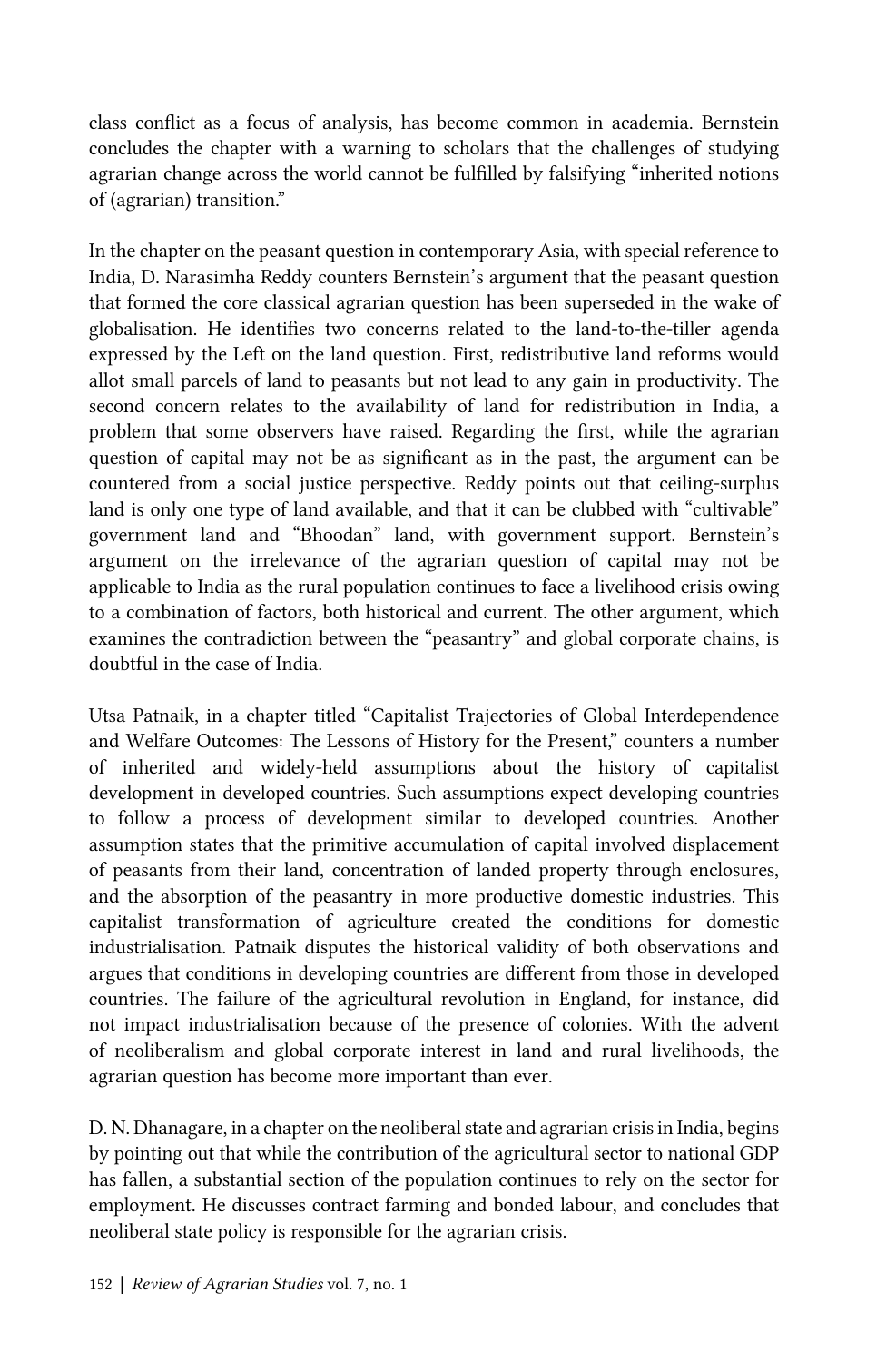class conflict as a focus of analysis, has become common in academia. Bernstein concludes the chapter with a warning to scholars that the challenges of studying agrarian change across the world cannot be fulfilled by falsifying "inherited notions of (agrarian) transition."

In the chapter on the peasant question in contemporary Asia, with special reference to India, D. Narasimha Reddy counters Bernstein's argument that the peasant question that formed the core classical agrarian question has been superseded in the wake of globalisation. He identifies two concerns related to the land-to-the-tiller agenda expressed by the Left on the land question. First, redistributive land reforms would allot small parcels of land to peasants but not lead to any gain in productivity. The second concern relates to the availability of land for redistribution in India, a problem that some observers have raised. Regarding the first, while the agrarian question of capital may not be as significant as in the past, the argument can be countered from a social justice perspective. Reddy points out that ceiling-surplus land is only one type of land available, and that it can be clubbed with "cultivable" government land and "Bhoodan" land, with government support. Bernstein's argument on the irrelevance of the agrarian question of capital may not be applicable to India as the rural population continues to face a livelihood crisis owing to a combination of factors, both historical and current. The other argument, which examines the contradiction between the "peasantry" and global corporate chains, is doubtful in the case of India.

Utsa Patnaik, in a chapter titled "Capitalist Trajectories of Global Interdependence and Welfare Outcomes: The Lessons of History for the Present," counters a number of inherited and widely-held assumptions about the history of capitalist development in developed countries. Such assumptions expect developing countries to follow a process of development similar to developed countries. Another assumption states that the primitive accumulation of capital involved displacement of peasants from their land, concentration of landed property through enclosures, and the absorption of the peasantry in more productive domestic industries. This capitalist transformation of agriculture created the conditions for domestic industrialisation. Patnaik disputes the historical validity of both observations and argues that conditions in developing countries are different from those in developed countries. The failure of the agricultural revolution in England, for instance, did not impact industrialisation because of the presence of colonies. With the advent of neoliberalism and global corporate interest in land and rural livelihoods, the agrarian question has become more important than ever.

D. N. Dhanagare, in a chapter on the neoliberal state and agrarian crisis in India, begins by pointing out that while the contribution of the agricultural sector to national GDP has fallen, a substantial section of the population continues to rely on the sector for employment. He discusses contract farming and bonded labour, and concludes that neoliberal state policy is responsible for the agrarian crisis.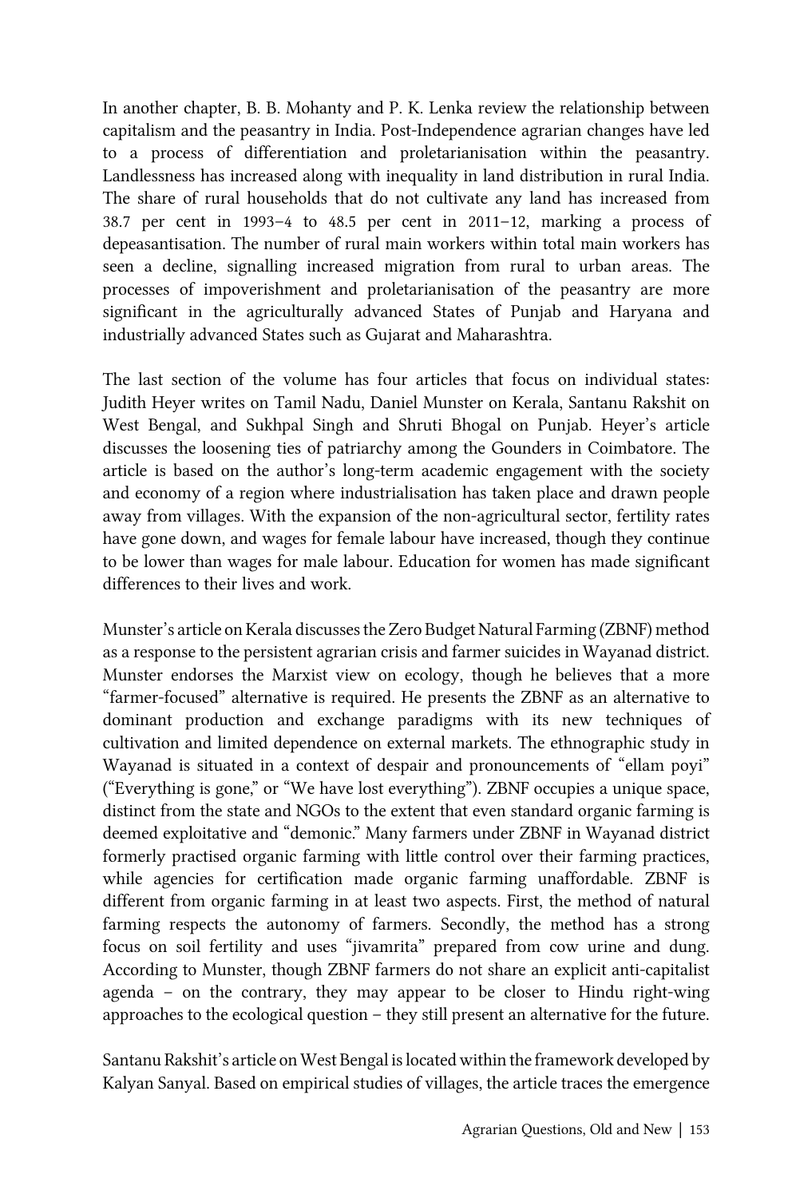In another chapter, B. B. Mohanty and P. K. Lenka review the relationship between capitalism and the peasantry in India. Post-Independence agrarian changes have led to a process of differentiation and proletarianisation within the peasantry. Landlessness has increased along with inequality in land distribution in rural India. The share of rural households that do not cultivate any land has increased from 38.7 per cent in 1993–4 to 48.5 per cent in 2011–12, marking a process of depeasantisation. The number of rural main workers within total main workers has seen a decline, signalling increased migration from rural to urban areas. The processes of impoverishment and proletarianisation of the peasantry are more significant in the agriculturally advanced States of Punjab and Haryana and industrially advanced States such as Gujarat and Maharashtra.

The last section of the volume has four articles that focus on individual states: Judith Heyer writes on Tamil Nadu, Daniel Munster on Kerala, Santanu Rakshit on West Bengal, and Sukhpal Singh and Shruti Bhogal on Punjab. Heyer's article discusses the loosening ties of patriarchy among the Gounders in Coimbatore. The article is based on the author's long-term academic engagement with the society and economy of a region where industrialisation has taken place and drawn people away from villages. With the expansion of the non-agricultural sector, fertility rates have gone down, and wages for female labour have increased, though they continue to be lower than wages for male labour. Education for women has made significant differences to their lives and work.

Munster's article on Kerala discusses the Zero Budget Natural Farming (ZBNF) method as a response to the persistent agrarian crisis and farmer suicides in Wayanad district. Munster endorses the Marxist view on ecology, though he believes that a more "farmer-focused" alternative is required. He presents the ZBNF as an alternative to dominant production and exchange paradigms with its new techniques of cultivation and limited dependence on external markets. The ethnographic study in Wayanad is situated in a context of despair and pronouncements of "ellam poyi" ("Everything is gone," or "We have lost everything"). ZBNF occupies a unique space, distinct from the state and NGOs to the extent that even standard organic farming is deemed exploitative and "demonic." Many farmers under ZBNF in Wayanad district formerly practised organic farming with little control over their farming practices, while agencies for certification made organic farming unaffordable. ZBNF is different from organic farming in at least two aspects. First, the method of natural farming respects the autonomy of farmers. Secondly, the method has a strong focus on soil fertility and uses "jivamrita" prepared from cow urine and dung. According to Munster, though ZBNF farmers do not share an explicit anti-capitalist agenda – on the contrary, they may appear to be closer to Hindu right-wing approaches to the ecological question – they still present an alternative for the future.

Santanu Rakshit's article on West Bengal is located within the framework developed by Kalyan Sanyal. Based on empirical studies of villages, the article traces the emergence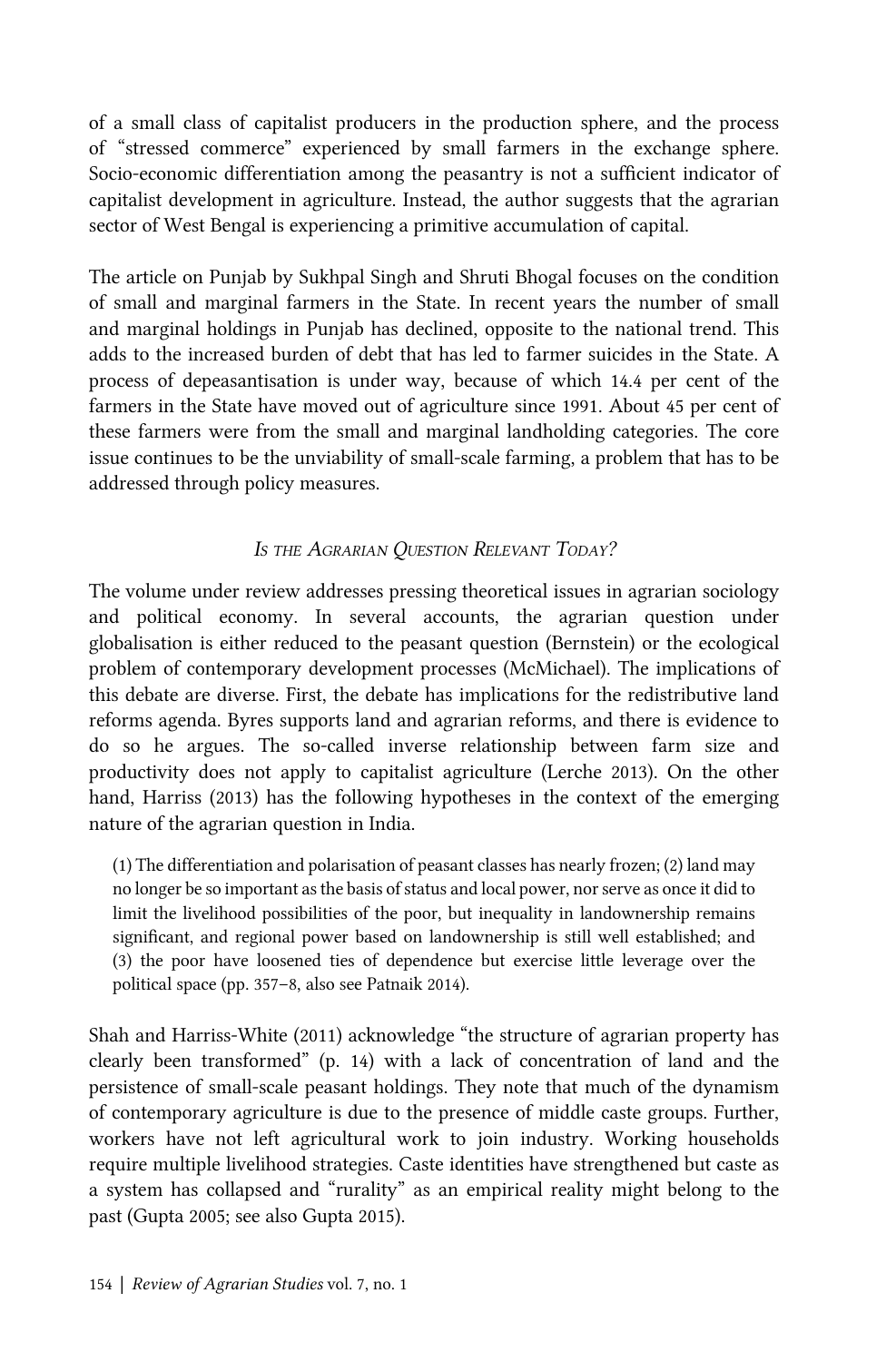of a small class of capitalist producers in the production sphere, and the process of "stressed commerce" experienced by small farmers in the exchange sphere. Socio-economic differentiation among the peasantry is not a sufficient indicator of capitalist development in agriculture. Instead, the author suggests that the agrarian sector of West Bengal is experiencing a primitive accumulation of capital.

The article on Punjab by Sukhpal Singh and Shruti Bhogal focuses on the condition of small and marginal farmers in the State. In recent years the number of small and marginal holdings in Punjab has declined, opposite to the national trend. This adds to the increased burden of debt that has led to farmer suicides in the State. A process of depeasantisation is under way, because of which 14.4 per cent of the farmers in the State have moved out of agriculture since 1991. About 45 per cent of these farmers were from the small and marginal landholding categories. The core issue continues to be the unviability of small-scale farming, a problem that has to be addressed through policy measures.

## *Is the Agrarian Question Relevant Today?*

The volume under review addresses pressing theoretical issues in agrarian sociology and political economy. In several accounts, the agrarian question under globalisation is either reduced to the peasant question (Bernstein) or the ecological problem of contemporary development processes (McMichael). The implications of this debate are diverse. First, the debate has implications for the redistributive land reforms agenda. Byres supports land and agrarian reforms, and there is evidence to do so he argues. The so-called inverse relationship between farm size and productivity does not apply to capitalist agriculture (Lerche 2013). On the other hand, Harriss (2013) has the following hypotheses in the context of the emerging nature of the agrarian question in India.

> (1) The differentiation and polarisation of peasant classes has nearly frozen; (2) land may no longer be so important as the basis of status and local power, nor serve as once it did to limit the livelihood possibilities of the poor, but inequality in landownership remains significant, and regional power based on landownership is still well established; and (3) the poor have loosened ties of dependence but exercise little leverage over the political space (pp. 357–8, also see Patnaik 2014).

Shah and Harriss-White (2011) acknowledge "the structure of agrarian property has clearly been transformed" (p. 14) with a lack of concentration of land and the persistence of small-scale peasant holdings. They note that much of the dynamism of contemporary agriculture is due to the presence of middle caste groups. Further, workers have not left agricultural work to join industry. Working households require multiple livelihood strategies. Caste identities have strengthened but caste as a system has collapsed and "rurality" as an empirical reality might belong to the past (Gupta 2005; see also Gupta 2015).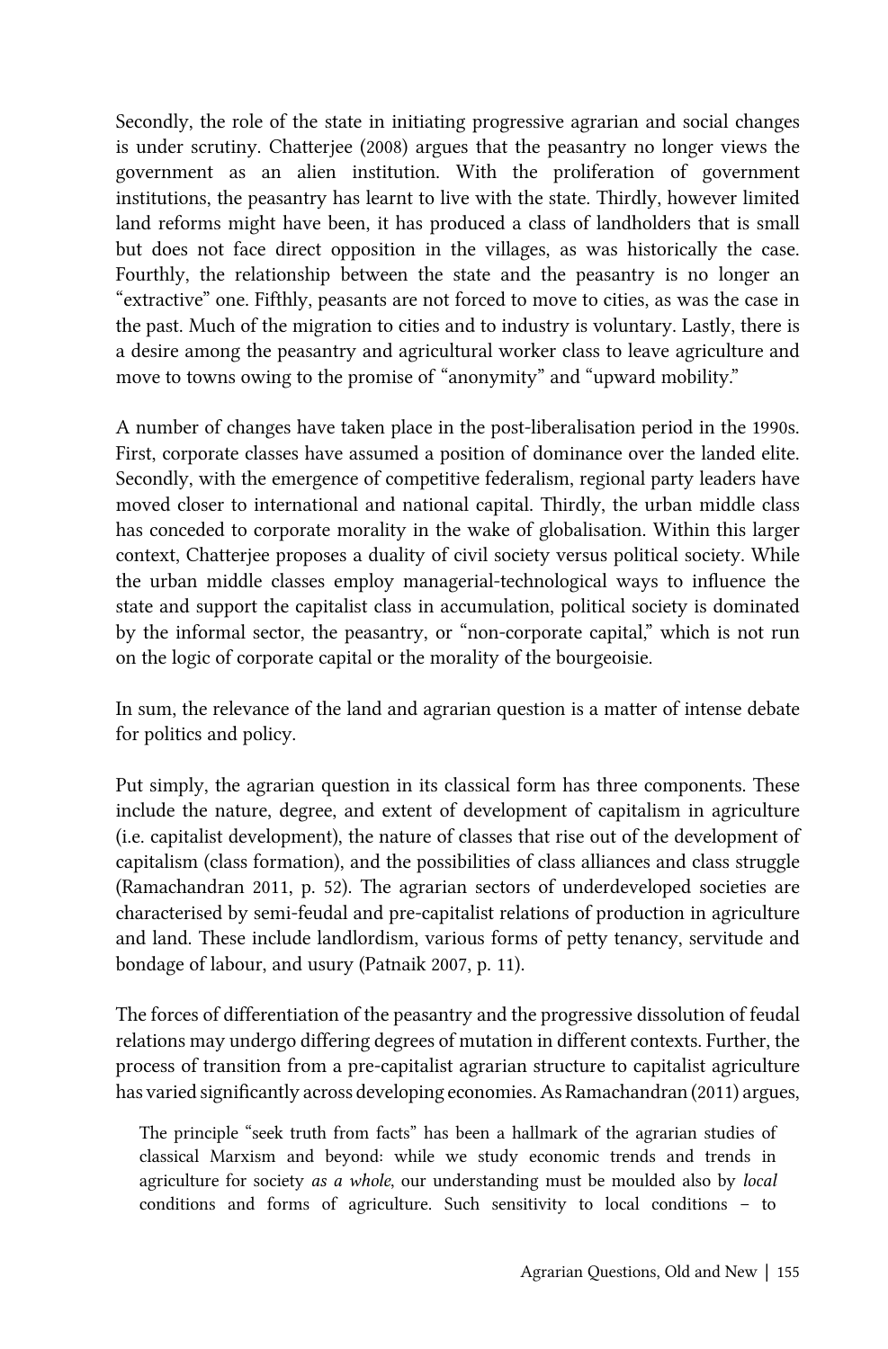Secondly, the role of the state in initiating progressive agrarian and social changes is under scrutiny. Chatterjee (2008) argues that the peasantry no longer views the government as an alien institution. With the proliferation of government institutions, the peasantry has learnt to live with the state. Thirdly, however limited land reforms might have been, it has produced a class of landholders that is small but does not face direct opposition in the villages, as was historically the case. Fourthly, the relationship between the state and the peasantry is no longer an "extractive" one. Fifthly, peasants are not forced to move to cities, as was the case in the past. Much of the migration to cities and to industry is voluntary. Lastly, there is a desire among the peasantry and agricultural worker class to leave agriculture and move to towns owing to the promise of "anonymity" and "upward mobility."

A number of changes have taken place in the post-liberalisation period in the 1990s. First, corporate classes have assumed a position of dominance over the landed elite. Secondly, with the emergence of competitive federalism, regional party leaders have moved closer to international and national capital. Thirdly, the urban middle class has conceded to corporate morality in the wake of globalisation. Within this larger context, Chatterjee proposes a duality of civil society versus political society. While the urban middle classes employ managerial-technological ways to influence the state and support the capitalist class in accumulation, political society is dominated by the informal sector, the peasantry, or "non-corporate capital," which is not run on the logic of corporate capital or the morality of the bourgeoisie.

In sum, the relevance of the land and agrarian question is a matter of intense debate for politics and policy.

Put simply, the agrarian question in its classical form has three components. These include the nature, degree, and extent of development of capitalism in agriculture (i.e. capitalist development), the nature of classes that rise out of the development of capitalism (class formation), and the possibilities of class alliances and class struggle (Ramachandran 2011, p. 52). The agrarian sectors of underdeveloped societies are characterised by semi-feudal and pre-capitalist relations of production in agriculture and land. These include landlordism, various forms of petty tenancy, servitude and bondage of labour, and usury (Patnaik 2007, p. 11).

The forces of differentiation of the peasantry and the progressive dissolution of feudal relations may undergo differing degrees of mutation in different contexts. Further, the process of transition from a pre-capitalist agrarian structure to capitalist agriculture has varied significantly across developing economies. As Ramachandran (2011) argues,

> The principle "seek truth from facts" has been a hallmark of the agrarian studies of classical Marxism and beyond: while we study economic trends and trends in agriculture for society *as a whole*, our understanding must be moulded also by *local* conditions and forms of agriculture. Such sensitivity to local conditions – to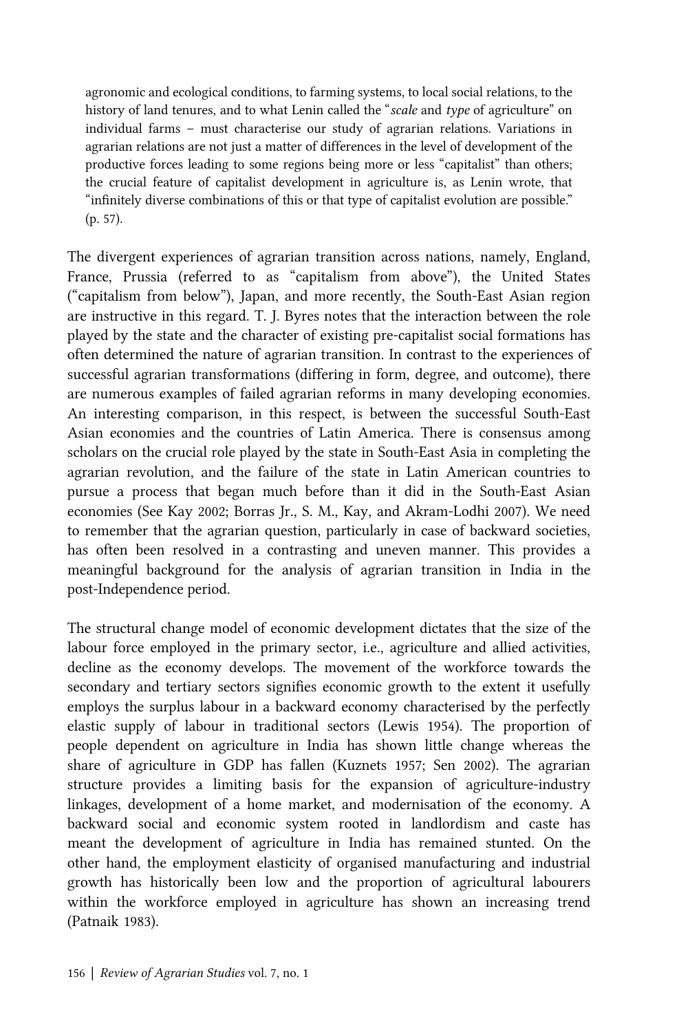agronomic and ecological conditions, to farming systems, to local social relations, to the history of land tenures, and to what Lenin called the "*scale* and *type* of agriculture" on individual farms – must characterise our study of agrarian relations. Variations in agrarian relations are not just a matter of differences in the level of development of the productive forces leading to some regions being more or less "capitalist" than others; the crucial feature of capitalist development in agriculture is, as Lenin wrote, that "infinitely diverse combinations of this or that type of capitalist evolution are possible." (p. 57).

The divergent experiences of agrarian transition across nations, namely, England, France, Prussia (referred to as "capitalism from above"), the United States ("capitalism from below"), Japan, and more recently, the South-East Asian region are instructive in this regard. T. J. Byres notes that the interaction between the role played by the state and the character of existing pre-capitalist social formations has often determined the nature of agrarian transition. In contrast to the experiences of successful agrarian transformations (differing in form, degree, and outcome), there are numerous examples of failed agrarian reforms in many developing economies. An interesting comparison, in this respect, is between the successful South-East Asian economies and the countries of Latin America. There is consensus among scholars on the crucial role played by the state in South-East Asia in completing the agrarian revolution, and the failure of the state in Latin American countries to pursue a process that began much before than it did in the South-East Asian economies (See Kay 2002; Borras Jr., S. M., Kay, and Akram-Lodhi 2007). We need to remember that the agrarian question, particularly in case of backward societies, has often been resolved in a contrasting and uneven manner. This provides a meaningful background for the analysis of agrarian transition in India in the post-Independence period.

The structural change model of economic development dictates that the size of the labour force employed in the primary sector, i.e., agriculture and allied activities, decline as the economy develops. The movement of the workforce towards the secondary and tertiary sectors signifies economic growth to the extent it usefully employs the surplus labour in a backward economy characterised by the perfectly elastic supply of labour in traditional sectors (Lewis 1954). The proportion of people dependent on agriculture in India has shown little change whereas the share of agriculture in GDP has fallen (Kuznets 1957; Sen 2002). The agrarian structure provides a limiting basis for the expansion of agriculture-industry linkages, development of a home market, and modernisation of the economy. A backward social and economic system rooted in landlordism and caste has meant the development of agriculture in India has remained stunted. On the other hand, the employment elasticity of organised manufacturing and industrial growth has historically been low and the proportion of agricultural labourers within the workforce employed in agriculture has shown an increasing trend (Patnaik 1983).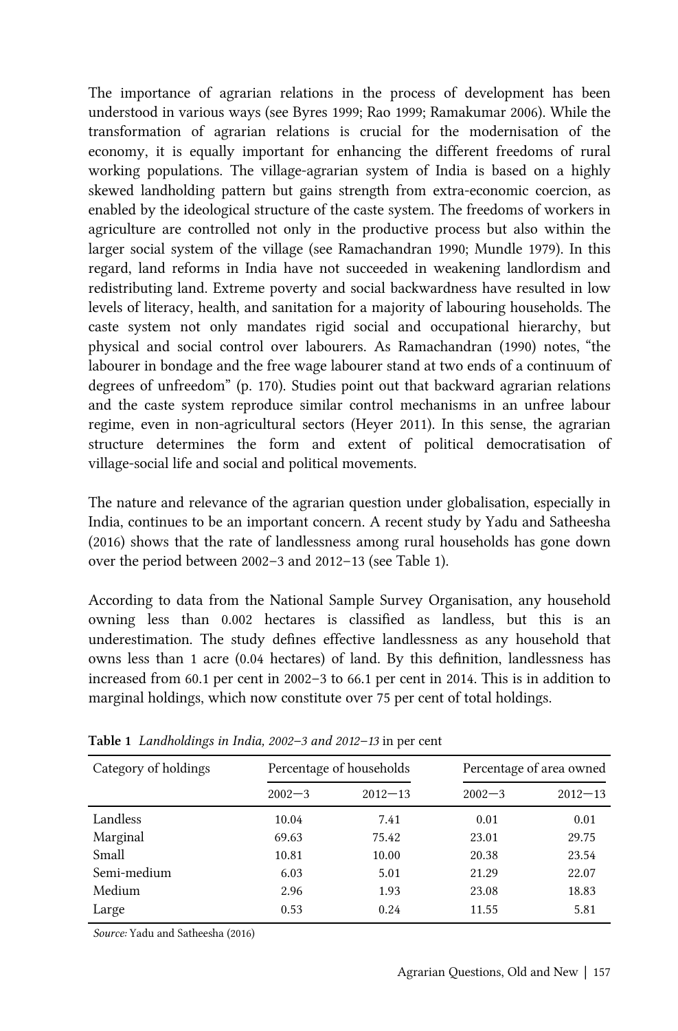The importance of agrarian relations in the process of development has been understood in various ways (see Byres 1999; Rao 1999; Ramakumar 2006). While the transformation of agrarian relations is crucial for the modernisation of the economy, it is equally important for enhancing the different freedoms of rural working populations. The village-agrarian system of India is based on a highly skewed landholding pattern but gains strength from extra-economic coercion, as enabled by the ideological structure of the caste system. The freedoms of workers in agriculture are controlled not only in the productive process but also within the larger social system of the village (see Ramachandran 1990; Mundle 1979). In this regard, land reforms in India have not succeeded in weakening landlordism and redistributing land. Extreme poverty and social backwardness have resulted in low levels of literacy, health, and sanitation for a majority of labouring households. The caste system not only mandates rigid social and occupational hierarchy, but physical and social control over labourers. As Ramachandran (1990) notes, "the labourer in bondage and the free wage labourer stand at two ends of a continuum of degrees of unfreedom" (p. 170). Studies point out that backward agrarian relations and the caste system reproduce similar control mechanisms in an unfree labour regime, even in non-agricultural sectors (Heyer 2011). In this sense, the agrarian structure determines the form and extent of political democratisation of village-social life and social and political movements.

The nature and relevance of the agrarian question under globalisation, especially in India, continues to be an important concern. A recent study by Yadu and Satheesha (2016) shows that the rate of landlessness among rural households has gone down over the period between 2002–3 and 2012–13 (see Table 1).

According to data from the National Sample Survey Organisation, any household owning less than 0.002 hectares is classified as landless, but this is an underestimation. The study defines effective landlessness as any household that owns less than 1 acre (0.04 hectares) of land. By this definition, landlessness has increased from 60.1 per cent in 2002–3 to 66.1 per cent in 2014. This is in addition to marginal holdings, which now constitute over 75 per cent of total holdings.

**Table 1** *Landholdings in India, 2002–3 and 2012–13* in per cent

| Category of holdings | Percentage of households | | Percentage of area owned | |
|---|---|---|---|---|
| | 2002–3 | 2012–13 | 2002–3 | 2012–13 |
| Landless | 10.04 | 7.41 | 0.01 | 0.01 |
| Marginal | 69.63 | 75.42 | 23.01 | 29.75 |
| Small | 10.81 | 10.00 | 20.38 | 23.54 |
| Semi-medium | 6.03 | 5.01 | 21.29 | 22.07 |
| Medium | 2.96 | 1.93 | 23.08 | 18.83 |
| Large | 0.53 | 0.24 | 11.55 | 5.81 |

*Source:* Yadu and Satheesha (2016)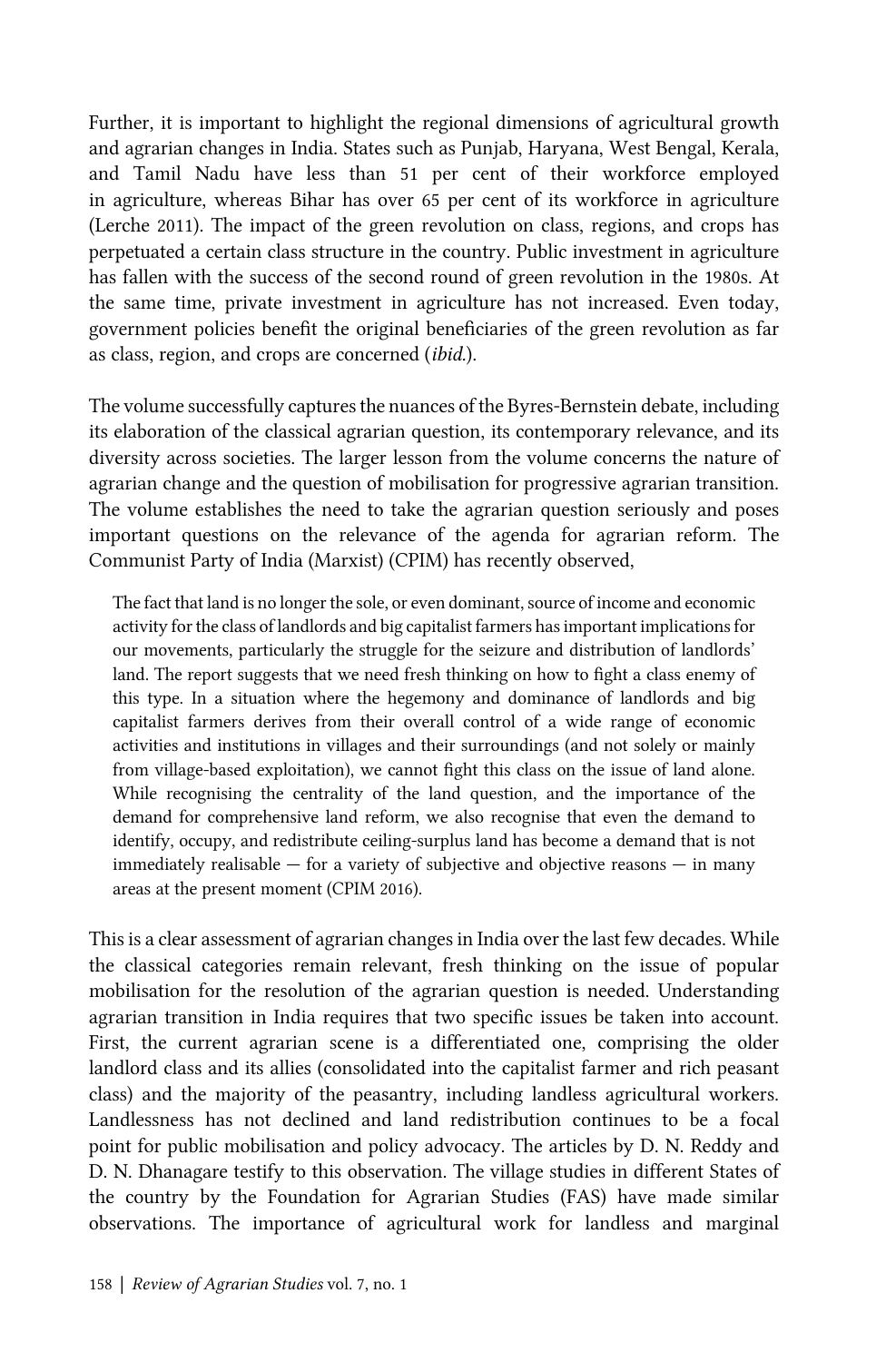Further, it is important to highlight the regional dimensions of agricultural growth and agrarian changes in India. States such as Punjab, Haryana, West Bengal, Kerala, and Tamil Nadu have less than 51 per cent of their workforce employed in agriculture, whereas Bihar has over 65 per cent of its workforce in agriculture (Lerche 2011). The impact of the green revolution on class, regions, and crops has perpetuated a certain class structure in the country. Public investment in agriculture has fallen with the success of the second round of green revolution in the 1980s. At the same time, private investment in agriculture has not increased. Even today, government policies benefit the original beneficiaries of the green revolution as far as class, region, and crops are concerned (*ibid.*).

The volume successfully captures the nuances of the Byres-Bernstein debate, including its elaboration of the classical agrarian question, its contemporary relevance, and its diversity across societies. The larger lesson from the volume concerns the nature of agrarian change and the question of mobilisation for progressive agrarian transition. The volume establishes the need to take the agrarian question seriously and poses important questions on the relevance of the agenda for agrarian reform. The Communist Party of India (Marxist) (CPIM) has recently observed,

> The fact that land is no longer the sole, or even dominant, source of income and economic activity for the class of landlords and big capitalist farmers has important implications for our movements, particularly the struggle for the seizure and distribution of landlords' land. The report suggests that we need fresh thinking on how to fight a class enemy of this type. In a situation where the hegemony and dominance of landlords and big capitalist farmers derives from their overall control of a wide range of economic activities and institutions in villages and their surroundings (and not solely or mainly from village-based exploitation), we cannot fight this class on the issue of land alone. While recognising the centrality of the land question, and the importance of the demand for comprehensive land reform, we also recognise that even the demand to identify, occupy, and redistribute ceiling-surplus land has become a demand that is not immediately realisable — for a variety of subjective and objective reasons — in many areas at the present moment (CPIM 2016).

This is a clear assessment of agrarian changes in India over the last few decades. While the classical categories remain relevant, fresh thinking on the issue of popular mobilisation for the resolution of the agrarian question is needed. Understanding agrarian transition in India requires that two specific issues be taken into account. First, the current agrarian scene is a differentiated one, comprising the older landlord class and its allies (consolidated into the capitalist farmer and rich peasant class) and the majority of the peasantry, including landless agricultural workers. Landlessness has not declined and land redistribution continues to be a focal point for public mobilisation and policy advocacy. The articles by D. N. Reddy and D. N. Dhanagare testify to this observation. The village studies in different States of the country by the Foundation for Agrarian Studies (FAS) have made similar observations. The importance of agricultural work for landless and marginal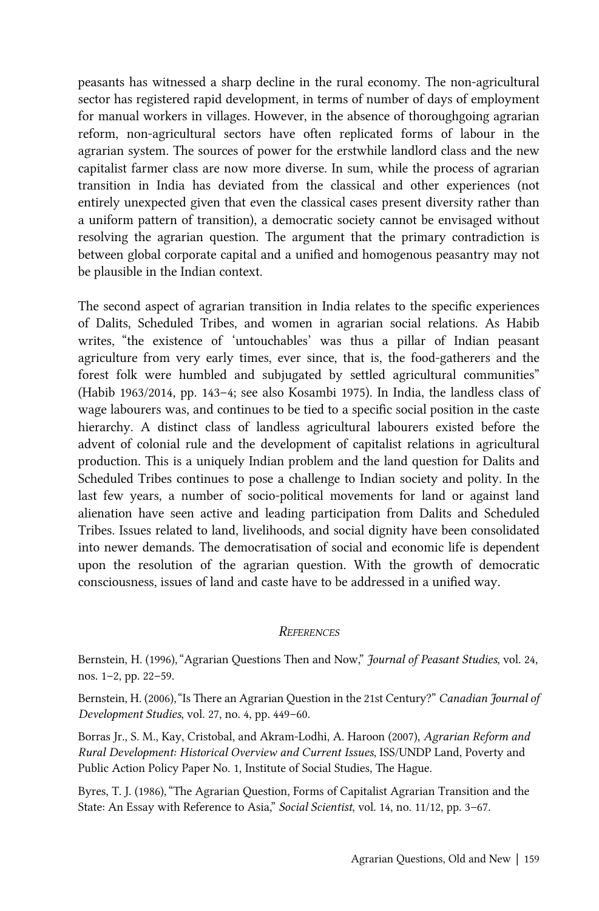peasants has witnessed a sharp decline in the rural economy. The non-agricultural sector has registered rapid development, in terms of number of days of employment for manual workers in villages. However, in the absence of thoroughgoing agrarian reform, non-agricultural sectors have often replicated forms of labour in the agrarian system. The sources of power for the erstwhile landlord class and the new capitalist farmer class are now more diverse. In sum, while the process of agrarian transition in India has deviated from the classical and other experiences (not entirely unexpected given that even the classical cases present diversity rather than a uniform pattern of transition), a democratic society cannot be envisaged without resolving the agrarian question. The argument that the primary contradiction is between global corporate capital and a unified and homogenous peasantry may not be plausible in the Indian context.

The second aspect of agrarian transition in India relates to the specific experiences of Dalits, Scheduled Tribes, and women in agrarian social relations. As Habib writes, "the existence of 'untouchables' was thus a pillar of Indian peasant agriculture from very early times, ever since, that is, the food-gatherers and the forest folk were humbled and subjugated by settled agricultural communities" (Habib 1963/2014, pp. 143–4; see also Kosambi 1975). In India, the landless class of wage labourers was, and continues to be tied to a specific social position in the caste hierarchy. A distinct class of landless agricultural labourers existed before the advent of colonial rule and the development of capitalist relations in agricultural production. This is a uniquely Indian problem and the land question for Dalits and Scheduled Tribes continues to pose a challenge to Indian society and polity. In the last few years, a number of socio-political movements for land or against land alienation have seen active and leading participation from Dalits and Scheduled Tribes. Issues related to land, livelihoods, and social dignity have been consolidated into newer demands. The democratisation of social and economic life is dependent upon the resolution of the agrarian question. With the growth of democratic consciousness, issues of land and caste have to be addressed in a unified way.

## *References*

Bernstein, H. (1996), "Agrarian Questions Then and Now," *Journal of Peasant Studies*, vol. 24, nos. 1–2, pp. 22–59.

Bernstein, H. (2006), "Is There an Agrarian Question in the 21st Century?" *Canadian Journal of Development Studies*, vol. 27, no. 4, pp. 449–60.

Borras Jr., S. M., Kay, Cristobal, and Akram-Lodhi, A. Haroon (2007), *Agrarian Reform and Rural Development: Historical Overview and Current Issues*, ISS/UNDP Land, Poverty and Public Action Policy Paper No. 1, Institute of Social Studies, The Hague.

Byres, T. J. (1986), "The Agrarian Question, Forms of Capitalist Agrarian Transition and the State: An Essay with Reference to Asia," *Social Scientist*, vol. 14, no. 11/12, pp. 3–67.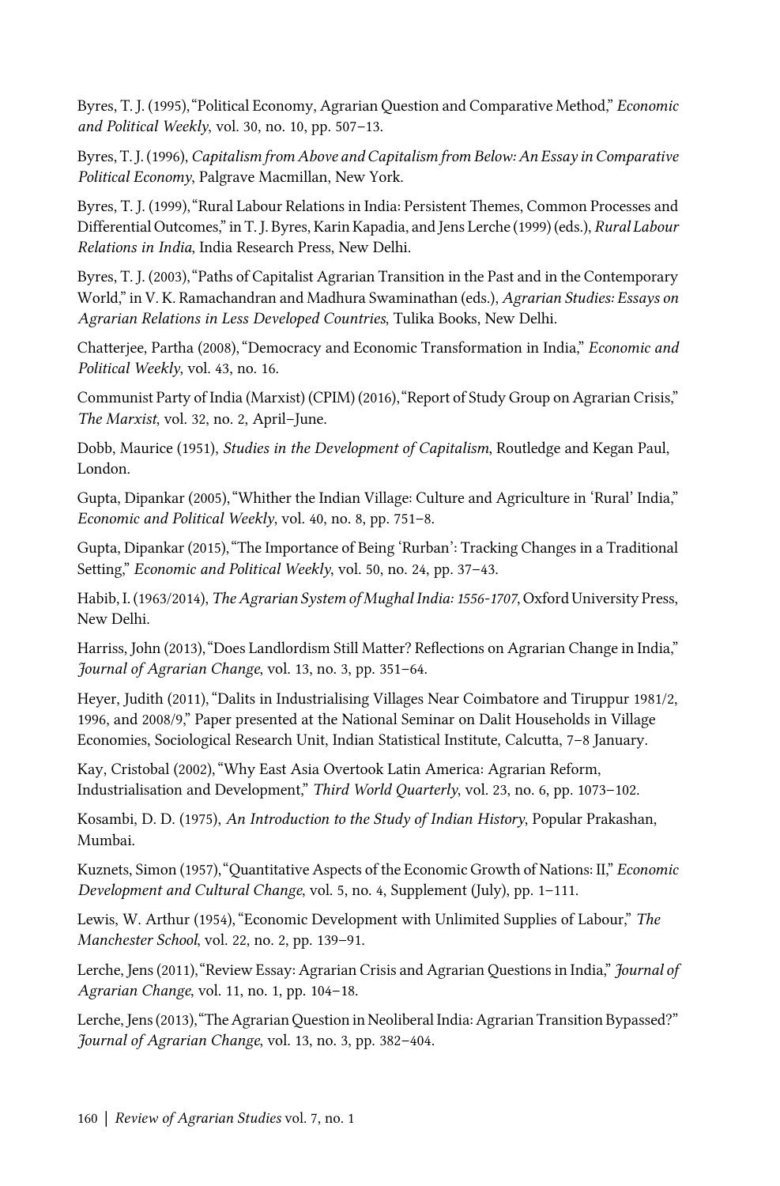Byres, T. J. (1995), "Political Economy, Agrarian Question and Comparative Method," *Economic and Political Weekly*, vol. 30, no. 10, pp. 507–13.

Byres, T. J. (1996), *Capitalism from Above and Capitalism from Below: An Essay in Comparative Political Economy*, Palgrave Macmillan, New York.

Byres, T. J. (1999), "Rural Labour Relations in India: Persistent Themes, Common Processes and Differential Outcomes," in T. J. Byres, Karin Kapadia, and Jens Lerche (1999) (eds.), *Rural Labour Relations in India*, India Research Press, New Delhi.

Byres, T. J. (2003), "Paths of Capitalist Agrarian Transition in the Past and in the Contemporary World," in V. K. Ramachandran and Madhura Swaminathan (eds.), *Agrarian Studies: Essays on Agrarian Relations in Less Developed Countries*, Tulika Books, New Delhi.

Chatterjee, Partha (2008), "Democracy and Economic Transformation in India," *Economic and Political Weekly*, vol. 43, no. 16.

Communist Party of India (Marxist) (CPIM) (2016), "Report of Study Group on Agrarian Crisis," *The Marxist*, vol. 32, no. 2, April–June.

Dobb, Maurice (1951), *Studies in the Development of Capitalism*, Routledge and Kegan Paul, London.

Gupta, Dipankar (2005), "Whither the Indian Village: Culture and Agriculture in 'Rural' India," *Economic and Political Weekly*, vol. 40, no. 8, pp. 751–8.

Gupta, Dipankar (2015), "The Importance of Being 'Rurban': Tracking Changes in a Traditional Setting," *Economic and Political Weekly*, vol. 50, no. 24, pp. 37–43.

Habib, I. (1963/2014), *The Agrarian System of Mughal India: 1556-1707*, Oxford University Press, New Delhi.

Harriss, John (2013), "Does Landlordism Still Matter? Reflections on Agrarian Change in India," *Journal of Agrarian Change*, vol. 13, no. 3, pp. 351–64.

Heyer, Judith (2011), "Dalits in Industrialising Villages Near Coimbatore and Tiruppur 1981/2, 1996, and 2008/9," Paper presented at the National Seminar on Dalit Households in Village Economies, Sociological Research Unit, Indian Statistical Institute, Calcutta, 7–8 January.

Kay, Cristobal (2002), "Why East Asia Overtook Latin America: Agrarian Reform, Industrialisation and Development," *Third World Quarterly*, vol. 23, no. 6, pp. 1073–102.

Kosambi, D. D. (1975), *An Introduction to the Study of Indian History*, Popular Prakashan, Mumbai.

Kuznets, Simon (1957), "Quantitative Aspects of the Economic Growth of Nations: II," *Economic Development and Cultural Change*, vol. 5, no. 4, Supplement (July), pp. 1–111.

Lewis, W. Arthur (1954), "Economic Development with Unlimited Supplies of Labour," *The Manchester School*, vol. 22, no. 2, pp. 139–91.

Lerche, Jens (2011), "Review Essay: Agrarian Crisis and Agrarian Questions in India," *Journal of Agrarian Change*, vol. 11, no. 1, pp. 104–18.

Lerche, Jens (2013), "The Agrarian Question in Neoliberal India: Agrarian Transition Bypassed?" *Journal of Agrarian Change*, vol. 13, no. 3, pp. 382–404.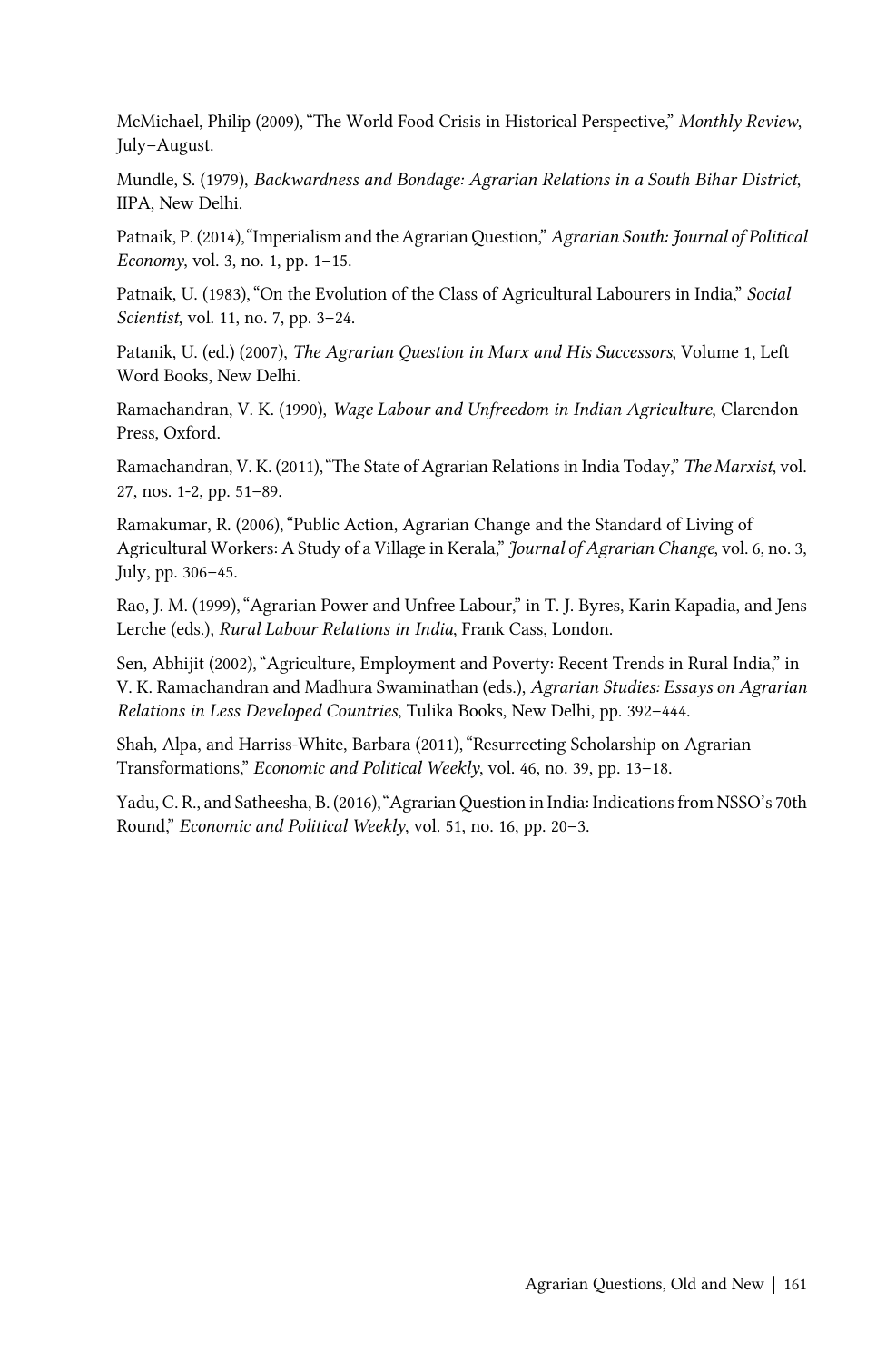McMichael, Philip (2009), "The World Food Crisis in Historical Perspective," *Monthly Review*, July–August.

Mundle, S. (1979), *Backwardness and Bondage: Agrarian Relations in a South Bihar District*, IIPA, New Delhi.

Patnaik, P. (2014), "Imperialism and the Agrarian Question," *Agrarian South: Journal of Political Economy*, vol. 3, no. 1, pp. 1–15.

Patnaik, U. (1983), "On the Evolution of the Class of Agricultural Labourers in India," *Social Scientist*, vol. 11, no. 7, pp. 3–24.

Patanik, U. (ed.) (2007), *The Agrarian Question in Marx and His Successors*, Volume 1, Left Word Books, New Delhi.

Ramachandran, V. K. (1990), *Wage Labour and Unfreedom in Indian Agriculture*, Clarendon Press, Oxford.

Ramachandran, V. K. (2011), "The State of Agrarian Relations in India Today," *The Marxist*, vol. 27, nos. 1-2, pp. 51–89.

Ramakumar, R. (2006), "Public Action, Agrarian Change and the Standard of Living of Agricultural Workers: A Study of a Village in Kerala," *Journal of Agrarian Change*, vol. 6, no. 3, July, pp. 306–45.

Rao, J. M. (1999), "Agrarian Power and Unfree Labour," in T. J. Byres, Karin Kapadia, and Jens Lerche (eds.), *Rural Labour Relations in India*, Frank Cass, London.

Sen, Abhijit (2002), "Agriculture, Employment and Poverty: Recent Trends in Rural India," in V. K. Ramachandran and Madhura Swaminathan (eds.), *Agrarian Studies: Essays on Agrarian Relations in Less Developed Countries*, Tulika Books, New Delhi, pp. 392–444.

Shah, Alpa, and Harriss-White, Barbara (2011), "Resurrecting Scholarship on Agrarian Transformations," *Economic and Political Weekly*, vol. 46, no. 39, pp. 13–18.

Yadu, C. R., and Satheesha, B. (2016), "Agrarian Question in India: Indications from NSSO's 70th Round," *Economic and Political Weekly*, vol. 51, no. 16, pp. 20–3.